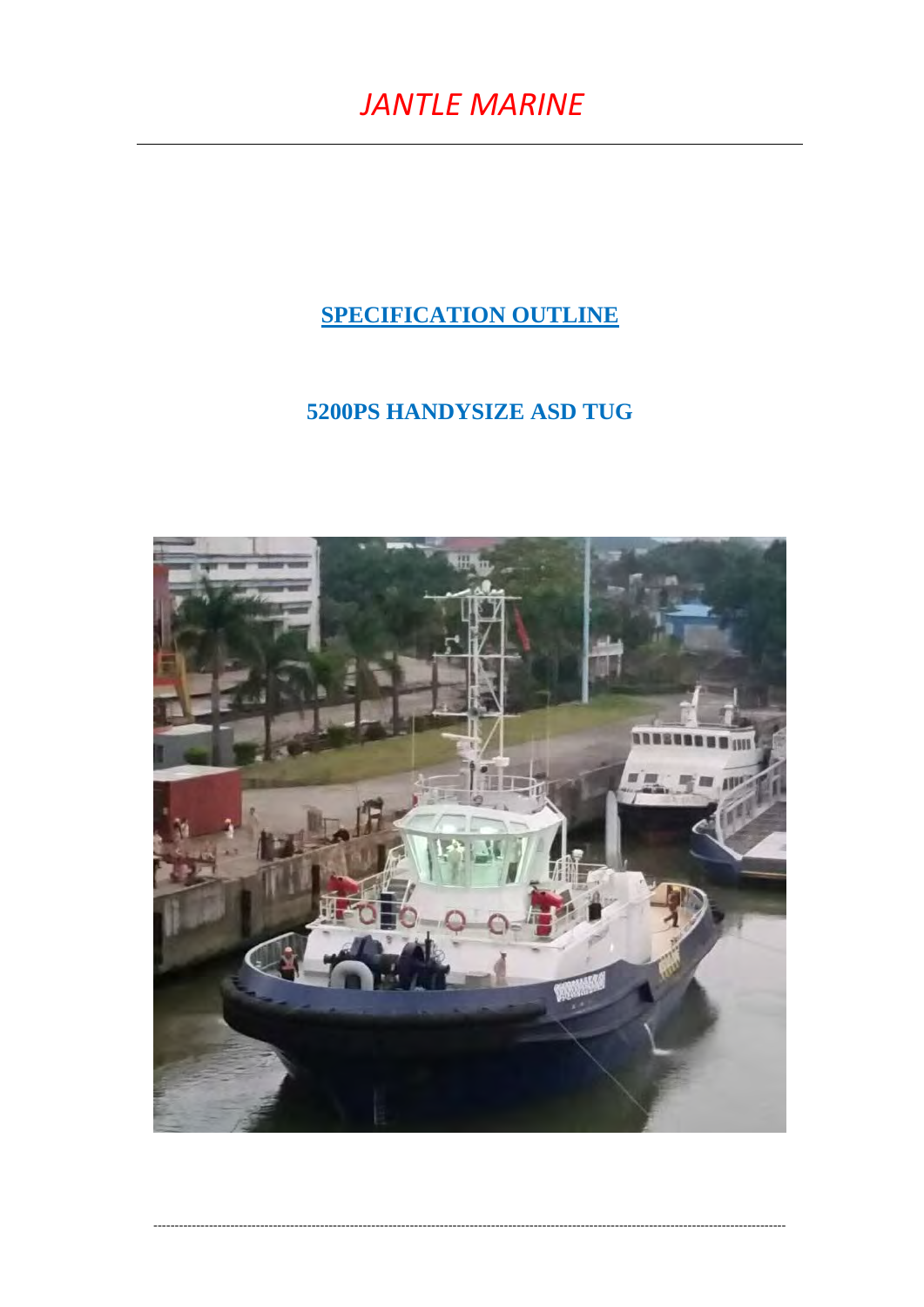*JANTLE MARINE*

# SPECIFICATION OUTLINE

## 5200PS HANDYSIZE ASD TUG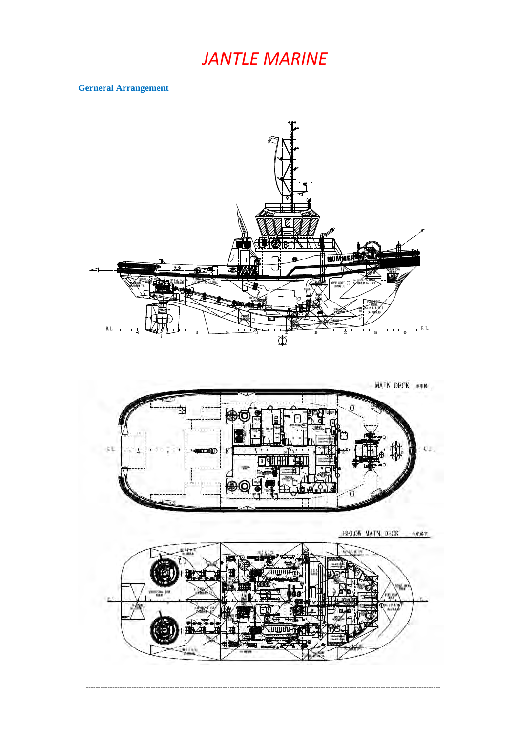# JANTLE MARINE

## Gerneral Arrangement

MAIN DECK 主甲板

BELOW MAIN DECK 主甲板下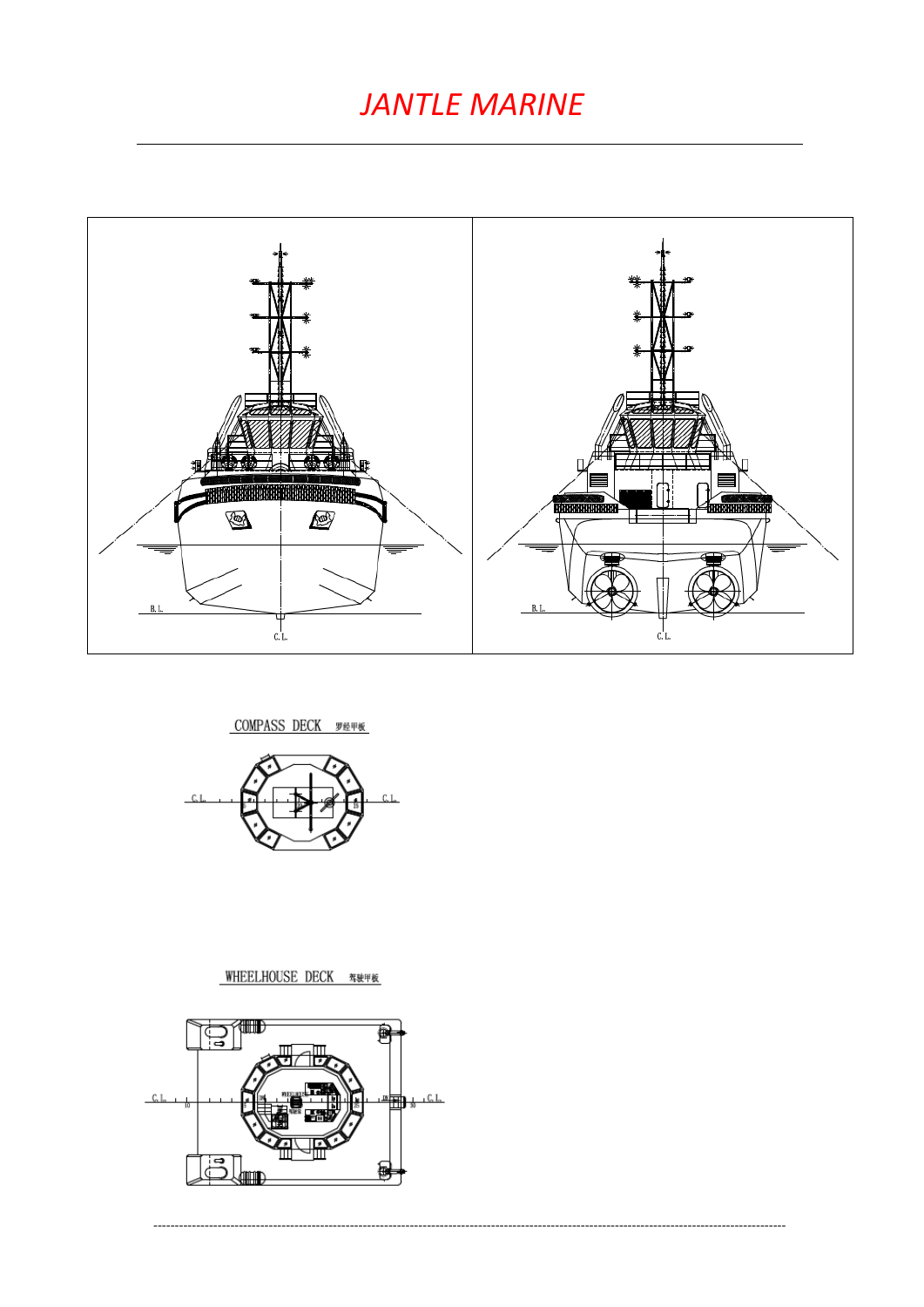# JANTLE MARINE

COMPASS DECK 罗经甲板

WHEELHOUSE DECK 驾驶甲板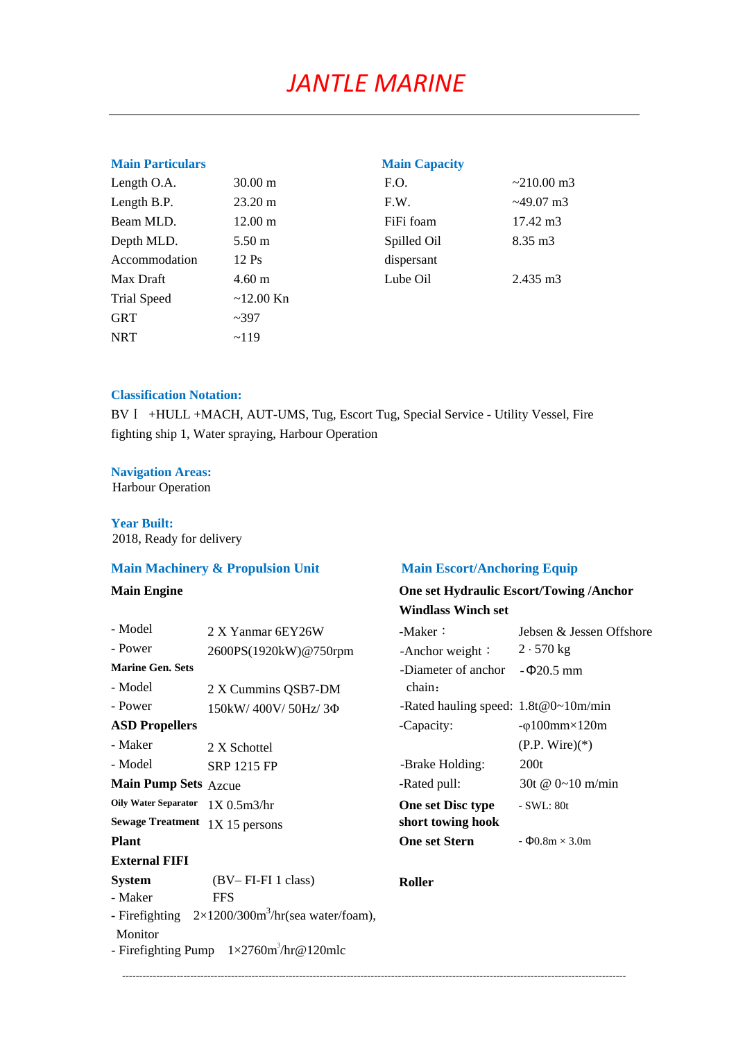# JANTLE MARINE

## Main Particulars

| | |
|---|---|
| Length O.A. | 30.00 m |
| Length B.P. | 23.20 m |
| Beam MLD. | 12.00 m |
| Depth MLD. | 5.50 m |
| Accommodation | 12 Ps |
| Max Draft | 4.60 m |
| Trial Speed | ~12.00 Kn |
| GRT | ~397 |
| NRT | ~119 |

## Main Capacity

| | |
|---|---|
| F.O. | ~210.00 m3 |
| F.W. | ~49.07 m3 |
| FiFi foam | 17.42 m3 |
| Spilled Oil dispersant | 8.35 m3 |
| Lube Oil | 2.435 m3 |

## Classification Notation:

BV Ⅰ +HULL +MACH, AUT-UMS, Tug, Escort Tug, Special Service - Utility Vessel, Fire fighting ship 1, Water spraying, Harbour Operation

## Navigation Areas:

Harbour Operation

## Year Built:

2018, Ready for delivery

## Main Machinery & Propulsion Unit

**Main Engine**

| | |
|---|---|
| - Model | 2 X Yanmar 6EY26W |
| - Power | 2600PS(1920kW)@750rpm |
| **Marine Gen. Sets** | |
| - Model | 2 X Cummins QSB7-DM |
| - Power | 150kW/ 400V/ 50Hz/ 3Φ |
| **ASD Propellers** | |
| - Maker | 2 X Schottel |
| - Model | SRP 1215 FP |
| **Main Pump Sets** | Azcue |
| **Oily Water Separator** | 1X 0.5m3/hr |
| **Sewage Treatment Plant** | 1X 15 persons |
| **External FIFI System** | (BV– FI-FI 1 class) |
| - Maker | FFS |
| - Firefighting Monitor | 2×1200/300m$^3$/hr(sea water/foam), |
| - Firefighting Pump | 1×2760m$^3$/hr@120mlc |

## Main Escort/Anchoring Equip

**One set Hydraulic Escort/Towing /Anchor Windlass Winch set**

| | |
|---|---|
| -Maker： | Jebsen & Jessen Offshore |
| -Anchor weight： | 2 · 570 kg |
| -Diameter of anchor chain： | - Φ20.5 mm |
| -Rated hauling speed: | 1.8t@0~10m/min |
| -Capacity: | -φ100mm×120m (P.P. Wire)(*) |
| -Brake Holding: | 200t |
| -Rated pull: | 30t @ 0~10 m/min |
| **One set Disc type short towing hook** | - SWL: 80t |
| **One set Stern Roller** | - Φ0.8m × 3.0m |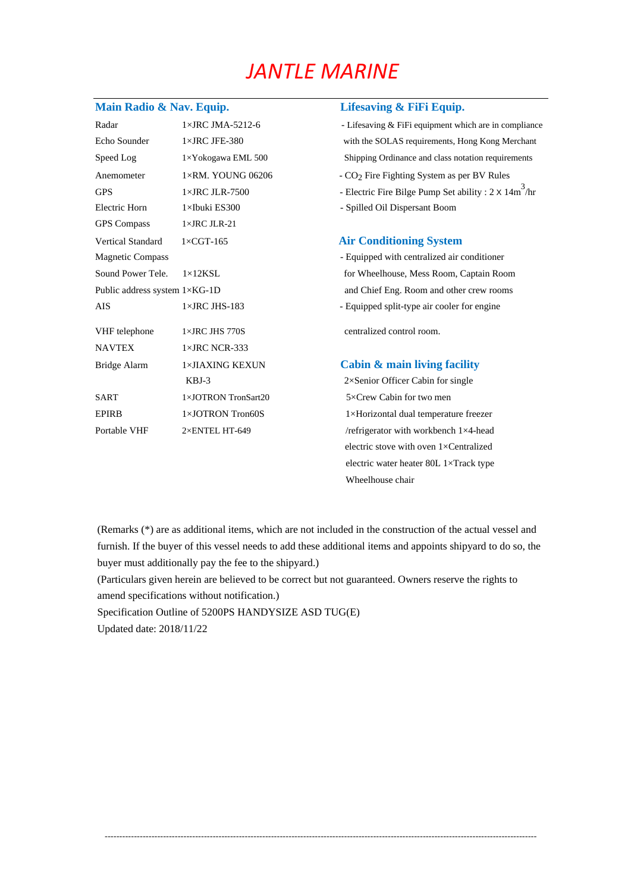# JANTLE MARINE

## Main Radio & Nav. Equip.

| | |
|---|---|
| Radar | 1×JRC JMA-5212-6 |
| Echo Sounder | 1×JRC JFE-380 |
| Speed Log | 1×Yokogawa EML 500 |
| Anemometer | 1×RM. YOUNG 06206 |
| GPS | 1×JRC JLR-7500 |
| Electric Horn | 1×Ibuki ES300 |
| GPS Compass | 1×JRC JLR-21 |
| Vertical Standard Magnetic Compass | 1×CGT-165 |
| Sound Power Tele. | 1×12KSL |
| Public address system | 1×KG-1D |
| AIS | 1×JRC JHS-183 |
| VHF telephone | 1×JRC JHS 770S |
| NAVTEX | 1×JRC NCR-333 |
| Bridge Alarm | 1×JIAXING KEXUN KBJ-3 |
| SART | 1×JOTRON TronSart20 |
| EPIRB | 1×JOTRON Tron60S |
| Portable VHF | 2×ENTEL HT-649 |

## Lifesaving & FiFi Equip.

- Lifesaving & FiFi equipment which are in compliance with the SOLAS requirements, Hong Kong Merchant Shipping Ordinance and class notation requirements
- $CO_2$ Fire Fighting System as per BV Rules
- Electric Fire Bilge Pump Set ability : 2 x 14m$^3$/hr
- Spilled Oil Dispersant Boom

## Air Conditioning System

- Equipped with centralized air conditioner for Wheelhouse, Mess Room, Captain Room and Chief Eng. Room and other crew rooms
- Equipped split-type air cooler for engine centralized control room.

## Cabin & main living facility

2×Senior Officer Cabin for single 5×Crew Cabin for two men 1×Horizontal dual temperature freezer /refrigerator with workbench 1×4-head electric stove with oven 1×Centralized electric water heater 80L 1×Track type Wheelhouse chair

(Remarks (*) are as additional items, which are not included in the construction of the actual vessel and furnish. If the buyer of this vessel needs to add these additional items and appoints shipyard to do so, the buyer must additionally pay the fee to the shipyard.)

(Particulars given herein are believed to be correct but not guaranteed. Owners reserve the rights to amend specifications without notification.)

Specification Outline of 5200PS HANDYSIZE ASD TUG(E)

Updated date: 2018/11/22